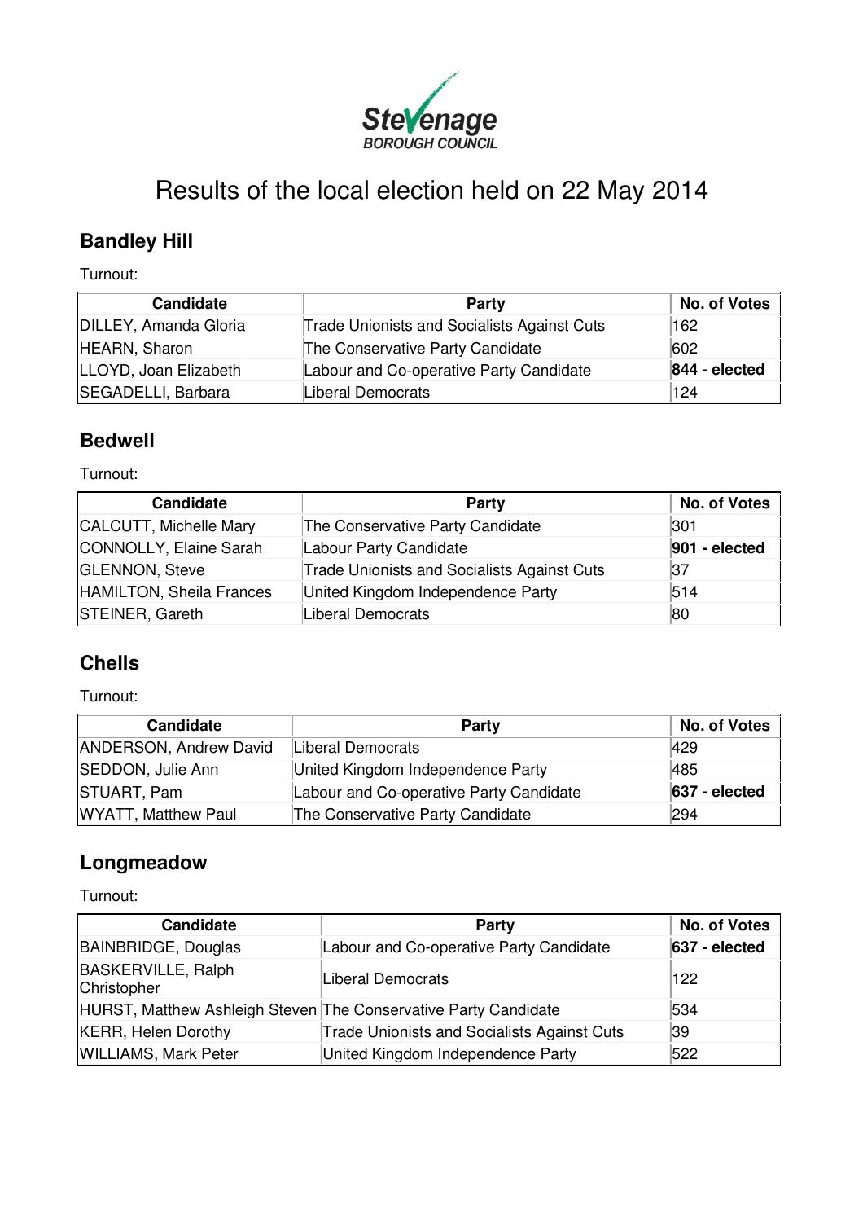Stevenage BOROUGH COUNCIL

# Results of the local election held on 22 May 2014

## Bandley Hill

Turnout:

| Candidate | Party | No. of Votes |
|---|---|---|
| DILLEY, Amanda Gloria | Trade Unionists and Socialists Against Cuts | 162 |
| HEARN, Sharon | The Conservative Party Candidate | 602 |
| LLOYD, Joan Elizabeth | Labour and Co-operative Party Candidate | **844 - elected** |
| SEGADELLI, Barbara | Liberal Democrats | 124 |

## Bedwell

Turnout:

| Candidate | Party | No. of Votes |
|---|---|---|
| CALCUTT, Michelle Mary | The Conservative Party Candidate | 301 |
| CONNOLLY, Elaine Sarah | Labour Party Candidate | **901 - elected** |
| GLENNON, Steve | Trade Unionists and Socialists Against Cuts | 37 |
| HAMILTON, Sheila Frances | United Kingdom Independence Party | 514 |
| STEINER, Gareth | Liberal Democrats | 80 |

## Chells

Turnout:

| Candidate | Party | No. of Votes |
|---|---|---|
| ANDERSON, Andrew David | Liberal Democrats | 429 |
| SEDDON, Julie Ann | United Kingdom Independence Party | 485 |
| STUART, Pam | Labour and Co-operative Party Candidate | **637 - elected** |
| WYATT, Matthew Paul | The Conservative Party Candidate | 294 |

## Longmeadow

Turnout:

| Candidate | Party | No. of Votes |
|---|---|---|
| BAINBRIDGE, Douglas | Labour and Co-operative Party Candidate | **637 - elected** |
| BASKERVILLE, Ralph Christopher | Liberal Democrats | 122 |
| HURST, Matthew Ashleigh Steven | The Conservative Party Candidate | 534 |
| KERR, Helen Dorothy | Trade Unionists and Socialists Against Cuts | 39 |
| WILLIAMS, Mark Peter | United Kingdom Independence Party | 522 |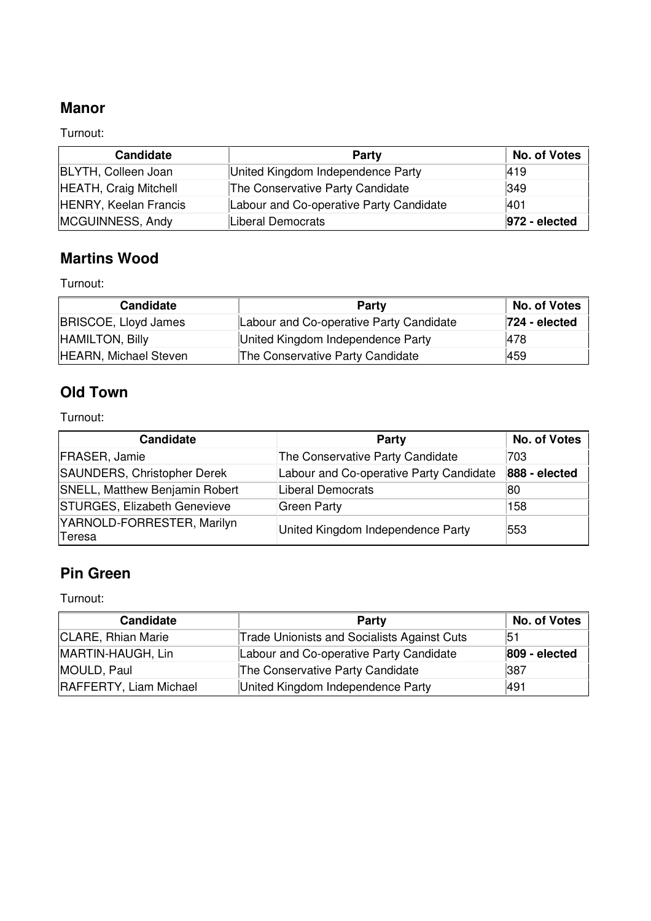## Manor

Turnout:

| Candidate | Party | No. of Votes |
|---|---|---|
| BLYTH, Colleen Joan | United Kingdom Independence Party | 419 |
| HEATH, Craig Mitchell | The Conservative Party Candidate | 349 |
| HENRY, Keelan Francis | Labour and Co-operative Party Candidate | 401 |
| MCGUINNESS, Andy | Liberal Democrats | **972 - elected** |

## Martins Wood

Turnout:

| Candidate | Party | No. of Votes |
|---|---|---|
| BRISCOE, Lloyd James | Labour and Co-operative Party Candidate | **724 - elected** |
| HAMILTON, Billy | United Kingdom Independence Party | 478 |
| HEARN, Michael Steven | The Conservative Party Candidate | 459 |

## Old Town

Turnout:

| Candidate | Party | No. of Votes |
|---|---|---|
| FRASER, Jamie | The Conservative Party Candidate | 703 |
| SAUNDERS, Christopher Derek | Labour and Co-operative Party Candidate | **888 - elected** |
| SNELL, Matthew Benjamin Robert | Liberal Democrats | 80 |
| STURGES, Elizabeth Genevieve | Green Party | 158 |
| YARNOLD-FORRESTER, Marilyn Teresa | United Kingdom Independence Party | 553 |

## Pin Green

Turnout:

| Candidate | Party | No. of Votes |
|---|---|---|
| CLARE, Rhian Marie | Trade Unionists and Socialists Against Cuts | 51 |
| MARTIN-HAUGH, Lin | Labour and Co-operative Party Candidate | **809 - elected** |
| MOULD, Paul | The Conservative Party Candidate | 387 |
| RAFFERTY, Liam Michael | United Kingdom Independence Party | 491 |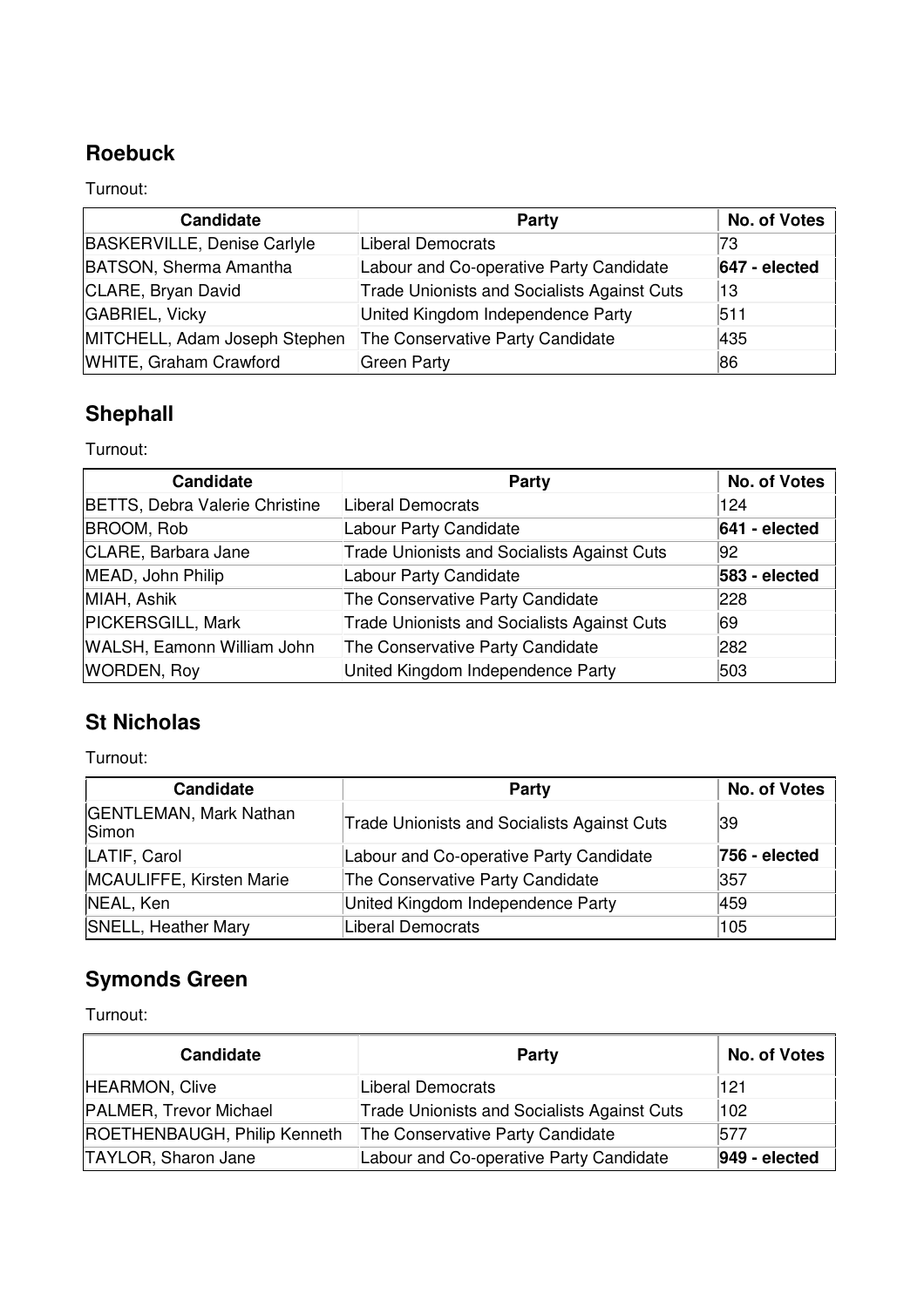## Roebuck

Turnout:

| Candidate | Party | No. of Votes |
|---|---|---|
| BASKERVILLE, Denise Carlyle | Liberal Democrats | 73 |
| BATSON, Sherma Amantha | Labour and Co-operative Party Candidate | **647 - elected** |
| CLARE, Bryan David | Trade Unionists and Socialists Against Cuts | 13 |
| GABRIEL, Vicky | United Kingdom Independence Party | 511 |
| MITCHELL, Adam Joseph Stephen | The Conservative Party Candidate | 435 |
| WHITE, Graham Crawford | Green Party | 86 |

## Shephall

Turnout:

| Candidate | Party | No. of Votes |
|---|---|---|
| BETTS, Debra Valerie Christine | Liberal Democrats | 124 |
| BROOM, Rob | Labour Party Candidate | **641 - elected** |
| CLARE, Barbara Jane | Trade Unionists and Socialists Against Cuts | 92 |
| MEAD, John Philip | Labour Party Candidate | **583 - elected** |
| MIAH, Ashik | The Conservative Party Candidate | 228 |
| PICKERSGILL, Mark | Trade Unionists and Socialists Against Cuts | 69 |
| WALSH, Eamonn William John | The Conservative Party Candidate | 282 |
| WORDEN, Roy | United Kingdom Independence Party | 503 |

## St Nicholas

Turnout:

| Candidate | Party | No. of Votes |
|---|---|---|
| GENTLEMAN, Mark Nathan Simon | Trade Unionists and Socialists Against Cuts | 39 |
| LATIF, Carol | Labour and Co-operative Party Candidate | **756 - elected** |
| MCAULIFFE, Kirsten Marie | The Conservative Party Candidate | 357 |
| NEAL, Ken | United Kingdom Independence Party | 459 |
| SNELL, Heather Mary | Liberal Democrats | 105 |

## Symonds Green

Turnout:

| Candidate | Party | No. of Votes |
|---|---|---|
| HEARMON, Clive | Liberal Democrats | 121 |
| PALMER, Trevor Michael | Trade Unionists and Socialists Against Cuts | 102 |
| ROETHENBAUGH, Philip Kenneth | The Conservative Party Candidate | 577 |
| TAYLOR, Sharon Jane | Labour and Co-operative Party Candidate | **949 - elected** |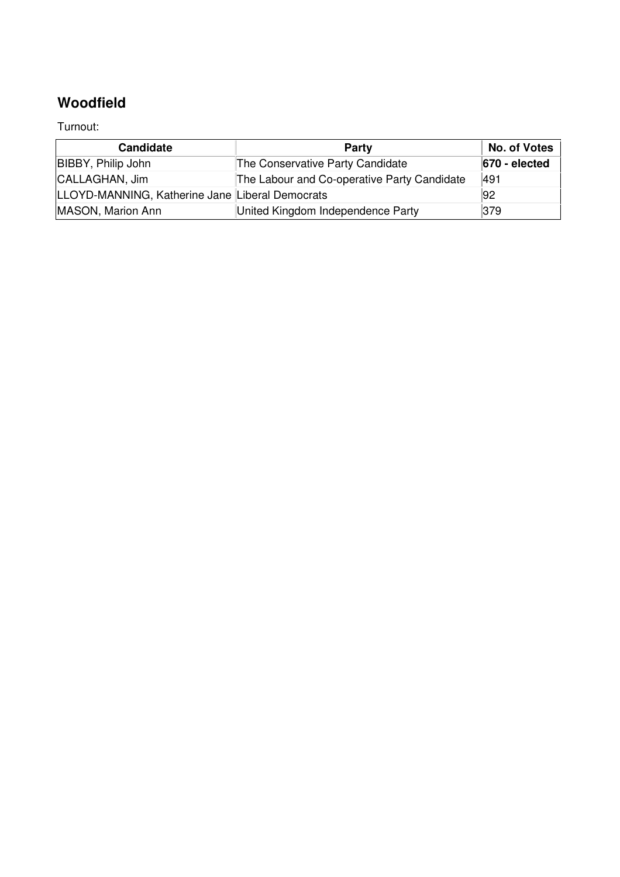## Woodfield

Turnout:

| Candidate | Party | No. of Votes |
|---|---|---|
| BIBBY, Philip John | The Conservative Party Candidate | **670 - elected** |
| CALLAGHAN, Jim | The Labour and Co-operative Party Candidate | 491 |
| LLOYD-MANNING, Katherine Jane | Liberal Democrats | 92 |
| MASON, Marion Ann | United Kingdom Independence Party | 379 |